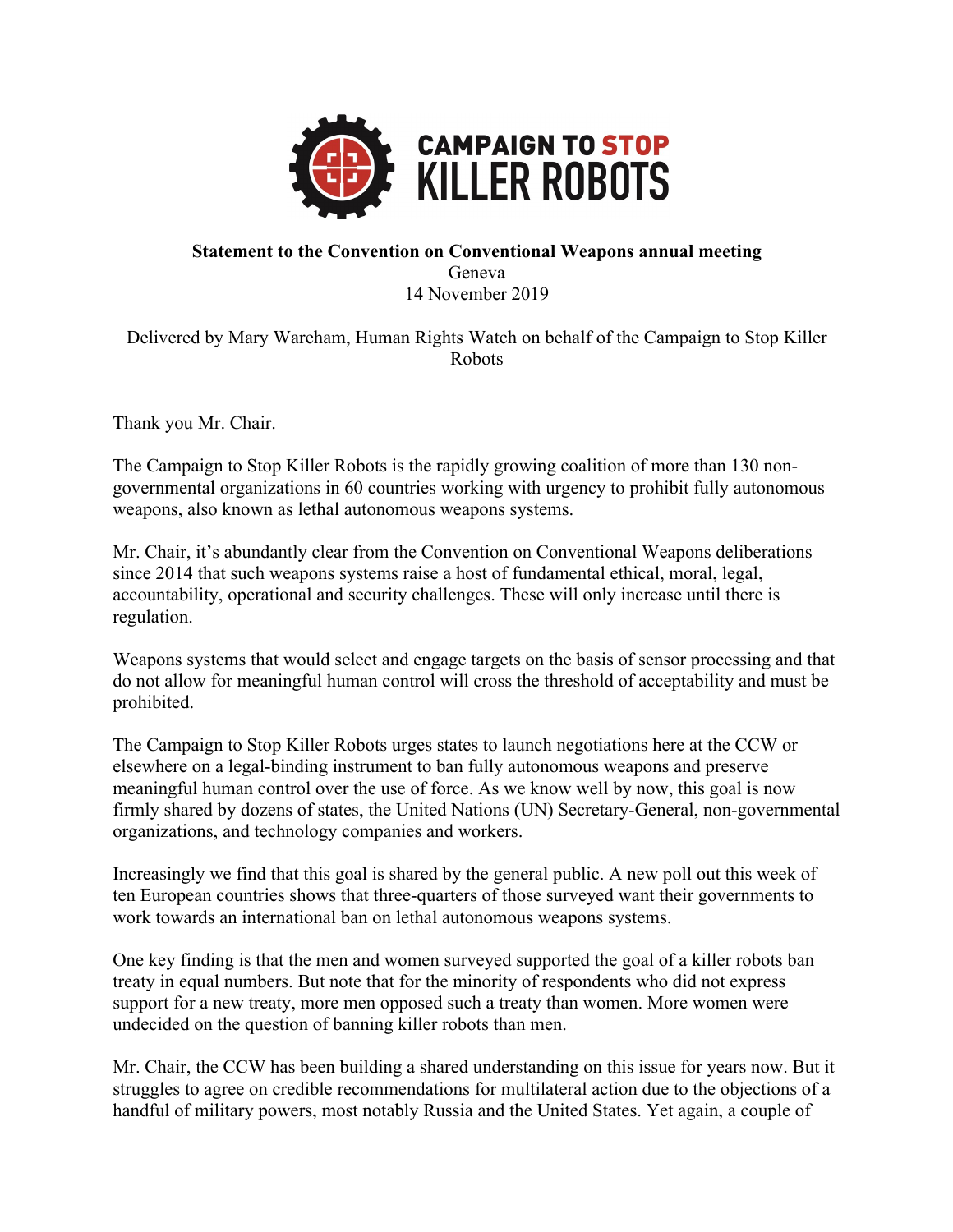CAMPAIGN TO STOP KILLER ROBOTS

**Statement to the Convention on Conventional Weapons annual meeting**
Geneva
14 November 2019

Delivered by Mary Wareham, Human Rights Watch on behalf of the Campaign to Stop Killer Robots

Thank you Mr. Chair.

The Campaign to Stop Killer Robots is the rapidly growing coalition of more than 130 non-governmental organizations in 60 countries working with urgency to prohibit fully autonomous weapons, also known as lethal autonomous weapons systems.

Mr. Chair, it's abundantly clear from the Convention on Conventional Weapons deliberations since 2014 that such weapons systems raise a host of fundamental ethical, moral, legal, accountability, operational and security challenges. These will only increase until there is regulation.

Weapons systems that would select and engage targets on the basis of sensor processing and that do not allow for meaningful human control will cross the threshold of acceptability and must be prohibited.

The Campaign to Stop Killer Robots urges states to launch negotiations here at the CCW or elsewhere on a legal-binding instrument to ban fully autonomous weapons and preserve meaningful human control over the use of force. As we know well by now, this goal is now firmly shared by dozens of states, the United Nations (UN) Secretary-General, non-governmental organizations, and technology companies and workers.

Increasingly we find that this goal is shared by the general public. A new poll out this week of ten European countries shows that three-quarters of those surveyed want their governments to work towards an international ban on lethal autonomous weapons systems.

One key finding is that the men and women surveyed supported the goal of a killer robots ban treaty in equal numbers. But note that for the minority of respondents who did not express support for a new treaty, more men opposed such a treaty than women. More women were undecided on the question of banning killer robots than men.

Mr. Chair, the CCW has been building a shared understanding on this issue for years now. But it struggles to agree on credible recommendations for multilateral action due to the objections of a handful of military powers, most notably Russia and the United States. Yet again, a couple of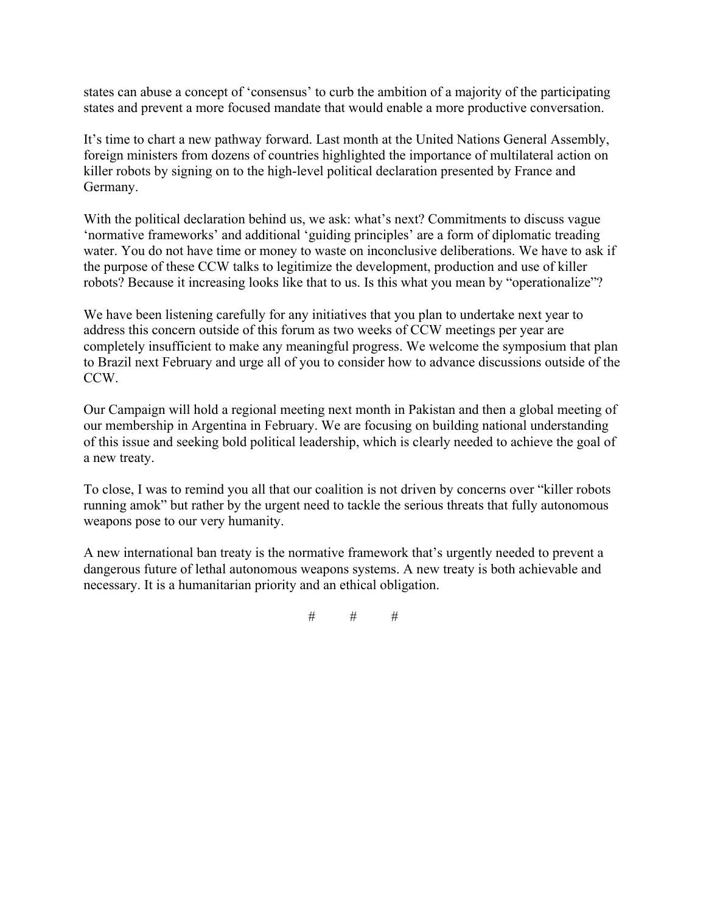states can abuse a concept of 'consensus' to curb the ambition of a majority of the participating states and prevent a more focused mandate that would enable a more productive conversation.

It's time to chart a new pathway forward. Last month at the United Nations General Assembly, foreign ministers from dozens of countries highlighted the importance of multilateral action on killer robots by signing on to the high-level political declaration presented by France and Germany.

With the political declaration behind us, we ask: what's next? Commitments to discuss vague 'normative frameworks' and additional 'guiding principles' are a form of diplomatic treading water. You do not have time or money to waste on inconclusive deliberations. We have to ask if the purpose of these CCW talks to legitimize the development, production and use of killer robots? Because it increasing looks like that to us. Is this what you mean by "operationalize"?

We have been listening carefully for any initiatives that you plan to undertake next year to address this concern outside of this forum as two weeks of CCW meetings per year are completely insufficient to make any meaningful progress. We welcome the symposium that plan to Brazil next February and urge all of you to consider how to advance discussions outside of the CCW.

Our Campaign will hold a regional meeting next month in Pakistan and then a global meeting of our membership in Argentina in February. We are focusing on building national understanding of this issue and seeking bold political leadership, which is clearly needed to achieve the goal of a new treaty.

To close, I was to remind you all that our coalition is not driven by concerns over "killer robots running amok" but rather by the urgent need to tackle the serious threats that fully autonomous weapons pose to our very humanity.

A new international ban treaty is the normative framework that's urgently needed to prevent a dangerous future of lethal autonomous weapons systems. A new treaty is both achievable and necessary. It is a humanitarian priority and an ethical obligation.

\# # #